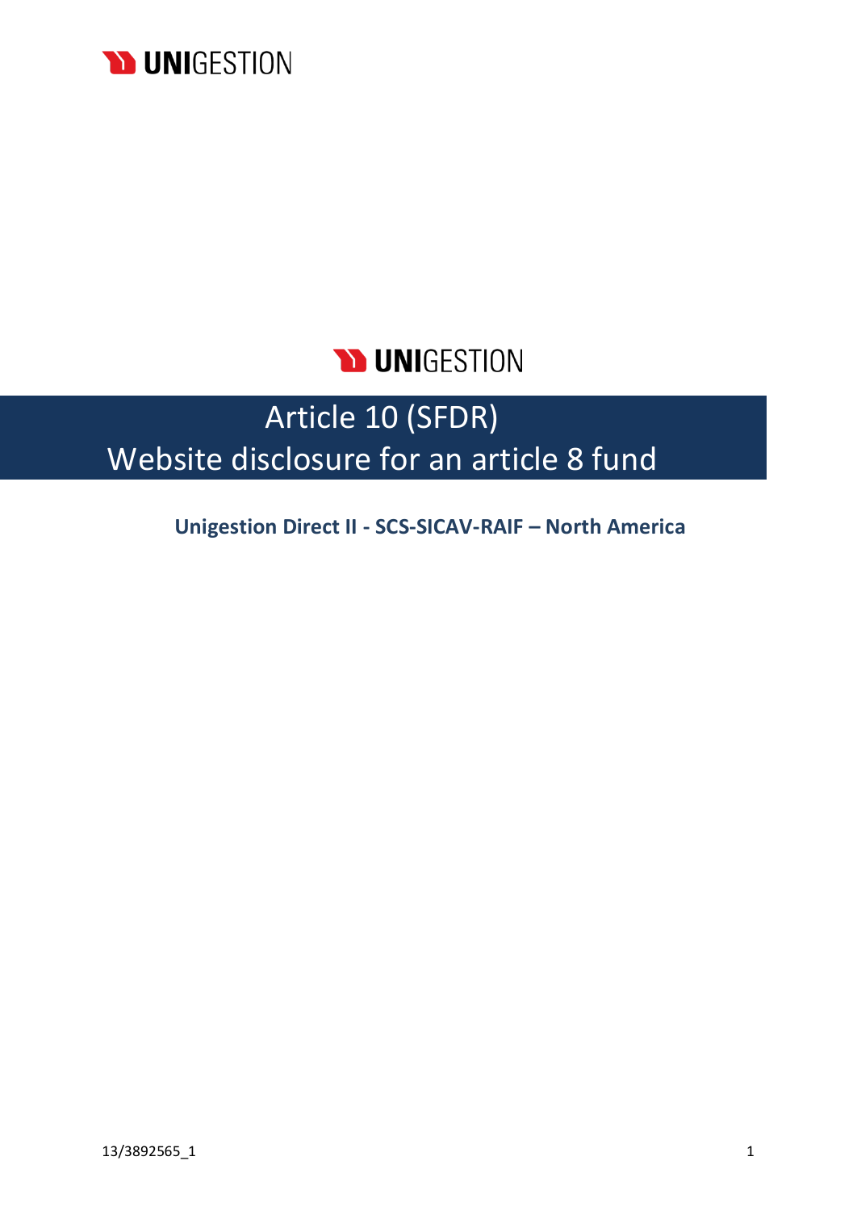UNIGESTION

UNIGESTION

# Article 10 (SFDR)
# Website disclosure for an article 8 fund

**Unigestion Direct II - SCS-SICAV-RAIF – North America**

13/3892565_1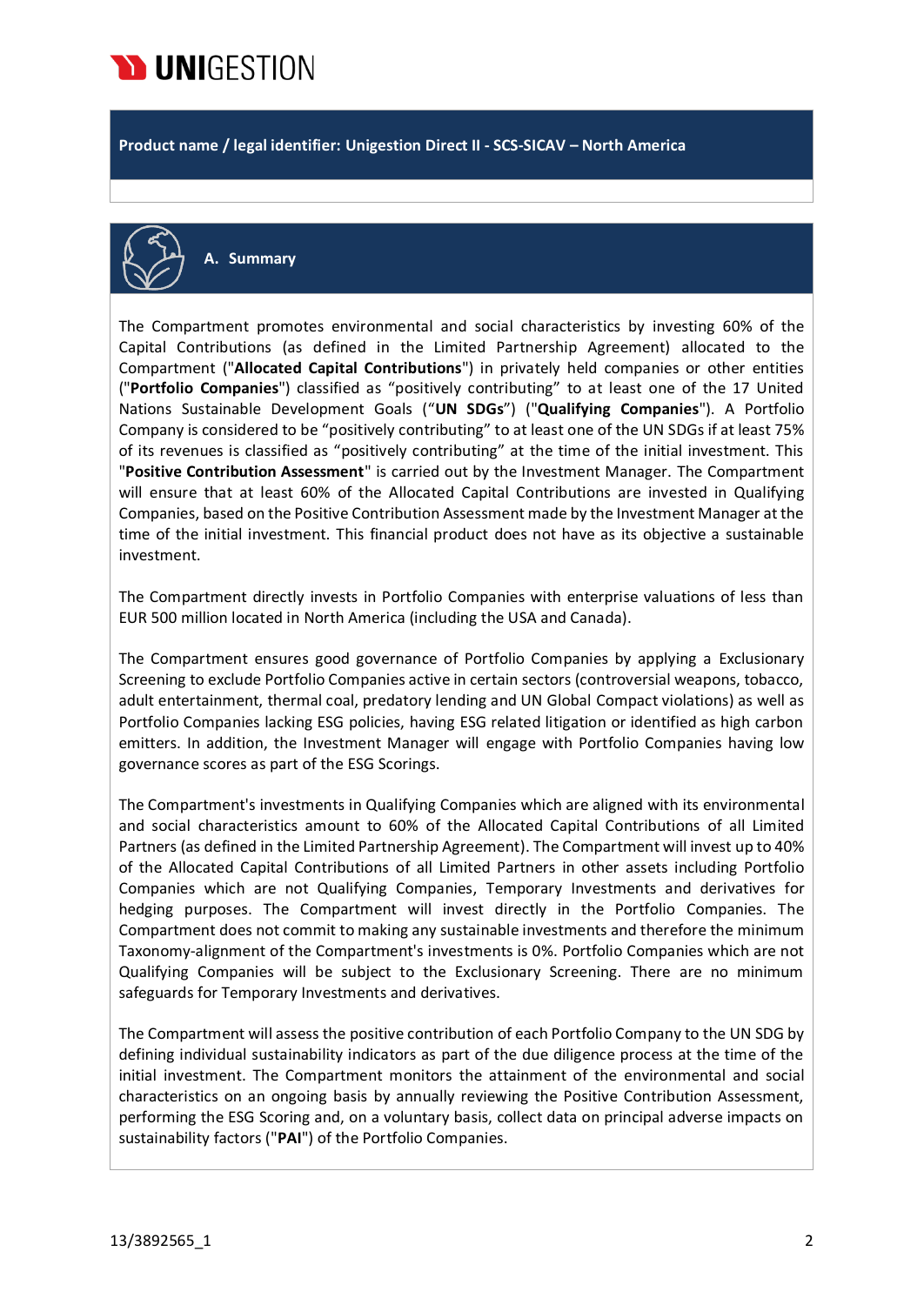**Product name / legal identifier: Unigestion Direct II - SCS-SICAV – North America**

## A. Summary

The Compartment promotes environmental and social characteristics by investing 60% of the Capital Contributions (as defined in the Limited Partnership Agreement) allocated to the Compartment ("**Allocated Capital Contributions**") in privately held companies or other entities ("**Portfolio Companies**") classified as "positively contributing" to at least one of the 17 United Nations Sustainable Development Goals ("**UN SDGs**") ("**Qualifying Companies**"). A Portfolio Company is considered to be "positively contributing" to at least one of the UN SDGs if at least 75% of its revenues is classified as "positively contributing" at the time of the initial investment. This "**Positive Contribution Assessment**" is carried out by the Investment Manager. The Compartment will ensure that at least 60% of the Allocated Capital Contributions are invested in Qualifying Companies, based on the Positive Contribution Assessment made by the Investment Manager at the time of the initial investment. This financial product does not have as its objective a sustainable investment.

The Compartment directly invests in Portfolio Companies with enterprise valuations of less than EUR 500 million located in North America (including the USA and Canada).

The Compartment ensures good governance of Portfolio Companies by applying a Exclusionary Screening to exclude Portfolio Companies active in certain sectors (controversial weapons, tobacco, adult entertainment, thermal coal, predatory lending and UN Global Compact violations) as well as Portfolio Companies lacking ESG policies, having ESG related litigation or identified as high carbon emitters. In addition, the Investment Manager will engage with Portfolio Companies having low governance scores as part of the ESG Scorings.

The Compartment's investments in Qualifying Companies which are aligned with its environmental and social characteristics amount to 60% of the Allocated Capital Contributions of all Limited Partners (as defined in the Limited Partnership Agreement). The Compartment will invest up to 40% of the Allocated Capital Contributions of all Limited Partners in other assets including Portfolio Companies which are not Qualifying Companies, Temporary Investments and derivatives for hedging purposes. The Compartment will invest directly in the Portfolio Companies. The Compartment does not commit to making any sustainable investments and therefore the minimum Taxonomy-alignment of the Compartment's investments is 0%. Portfolio Companies which are not Qualifying Companies will be subject to the Exclusionary Screening. There are no minimum safeguards for Temporary Investments and derivatives.

The Compartment will assess the positive contribution of each Portfolio Company to the UN SDG by defining individual sustainability indicators as part of the due diligence process at the time of the initial investment. The Compartment monitors the attainment of the environmental and social characteristics on an ongoing basis by annually reviewing the Positive Contribution Assessment, performing the ESG Scoring and, on a voluntary basis, collect data on principal adverse impacts on sustainability factors ("**PAI**") of the Portfolio Companies.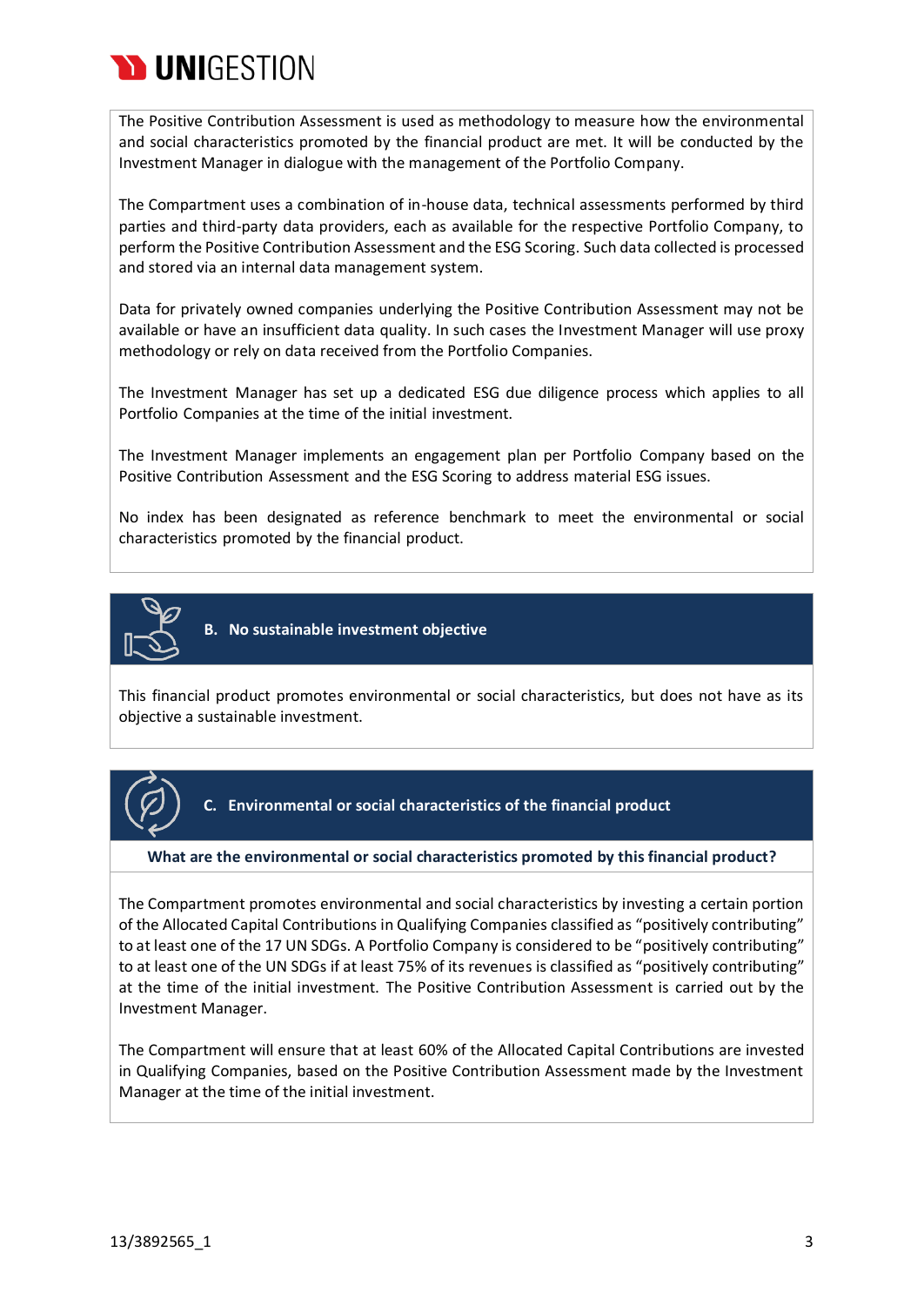The Positive Contribution Assessment is used as methodology to measure how the environmental and social characteristics promoted by the financial product are met. It will be conducted by the Investment Manager in dialogue with the management of the Portfolio Company.

The Compartment uses a combination of in-house data, technical assessments performed by third parties and third-party data providers, each as available for the respective Portfolio Company, to perform the Positive Contribution Assessment and the ESG Scoring. Such data collected is processed and stored via an internal data management system.

Data for privately owned companies underlying the Positive Contribution Assessment may not be available or have an insufficient data quality. In such cases the Investment Manager will use proxy methodology or rely on data received from the Portfolio Companies.

The Investment Manager has set up a dedicated ESG due diligence process which applies to all Portfolio Companies at the time of the initial investment.

The Investment Manager implements an engagement plan per Portfolio Company based on the Positive Contribution Assessment and the ESG Scoring to address material ESG issues.

No index has been designated as reference benchmark to meet the environmental or social characteristics promoted by the financial product.

## B. No sustainable investment objective

This financial product promotes environmental or social characteristics, but does not have as its objective a sustainable investment.

## C. Environmental or social characteristics of the financial product

**What are the environmental or social characteristics promoted by this financial product?**

The Compartment promotes environmental and social characteristics by investing a certain portion of the Allocated Capital Contributions in Qualifying Companies classified as "positively contributing" to at least one of the 17 UN SDGs. A Portfolio Company is considered to be "positively contributing" to at least one of the UN SDGs if at least 75% of its revenues is classified as "positively contributing" at the time of the initial investment. The Positive Contribution Assessment is carried out by the Investment Manager.

The Compartment will ensure that at least 60% of the Allocated Capital Contributions are invested in Qualifying Companies, based on the Positive Contribution Assessment made by the Investment Manager at the time of the initial investment.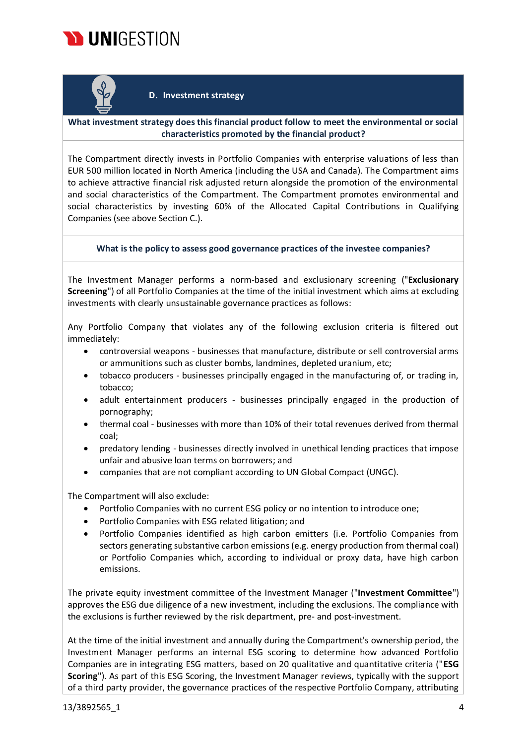## D. Investment strategy

**What investment strategy does this financial product follow to meet the environmental or social characteristics promoted by the financial product?**

The Compartment directly invests in Portfolio Companies with enterprise valuations of less than EUR 500 million located in North America (including the USA and Canada). The Compartment aims to achieve attractive financial risk adjusted return alongside the promotion of the environmental and social characteristics of the Compartment. The Compartment promotes environmental and social characteristics by investing 60% of the Allocated Capital Contributions in Qualifying Companies (see above Section C.).

**What is the policy to assess good governance practices of the investee companies?**

The Investment Manager performs a norm-based and exclusionary screening ("**Exclusionary Screening**") of all Portfolio Companies at the time of the initial investment which aims at excluding investments with clearly unsustainable governance practices as follows:

Any Portfolio Company that violates any of the following exclusion criteria is filtered out immediately:

- controversial weapons - businesses that manufacture, distribute or sell controversial arms or ammunitions such as cluster bombs, landmines, depleted uranium, etc;
- tobacco producers - businesses principally engaged in the manufacturing of, or trading in, tobacco;
- adult entertainment producers - businesses principally engaged in the production of pornography;
- thermal coal - businesses with more than 10% of their total revenues derived from thermal coal;
- predatory lending - businesses directly involved in unethical lending practices that impose unfair and abusive loan terms on borrowers; and
- companies that are not compliant according to UN Global Compact (UNGC).

The Compartment will also exclude:

- Portfolio Companies with no current ESG policy or no intention to introduce one;
- Portfolio Companies with ESG related litigation; and
- Portfolio Companies identified as high carbon emitters (i.e. Portfolio Companies from sectors generating substantive carbon emissions (e.g. energy production from thermal coal) or Portfolio Companies which, according to individual or proxy data, have high carbon emissions.

The private equity investment committee of the Investment Manager ("**Investment Committee**") approves the ESG due diligence of a new investment, including the exclusions. The compliance with the exclusions is further reviewed by the risk department, pre- and post-investment.

At the time of the initial investment and annually during the Compartment's ownership period, the Investment Manager performs an internal ESG scoring to determine how advanced Portfolio Companies are in integrating ESG matters, based on 20 qualitative and quantitative criteria ("**ESG Scoring**"). As part of this ESG Scoring, the Investment Manager reviews, typically with the support of a third party provider, the governance practices of the respective Portfolio Company, attributing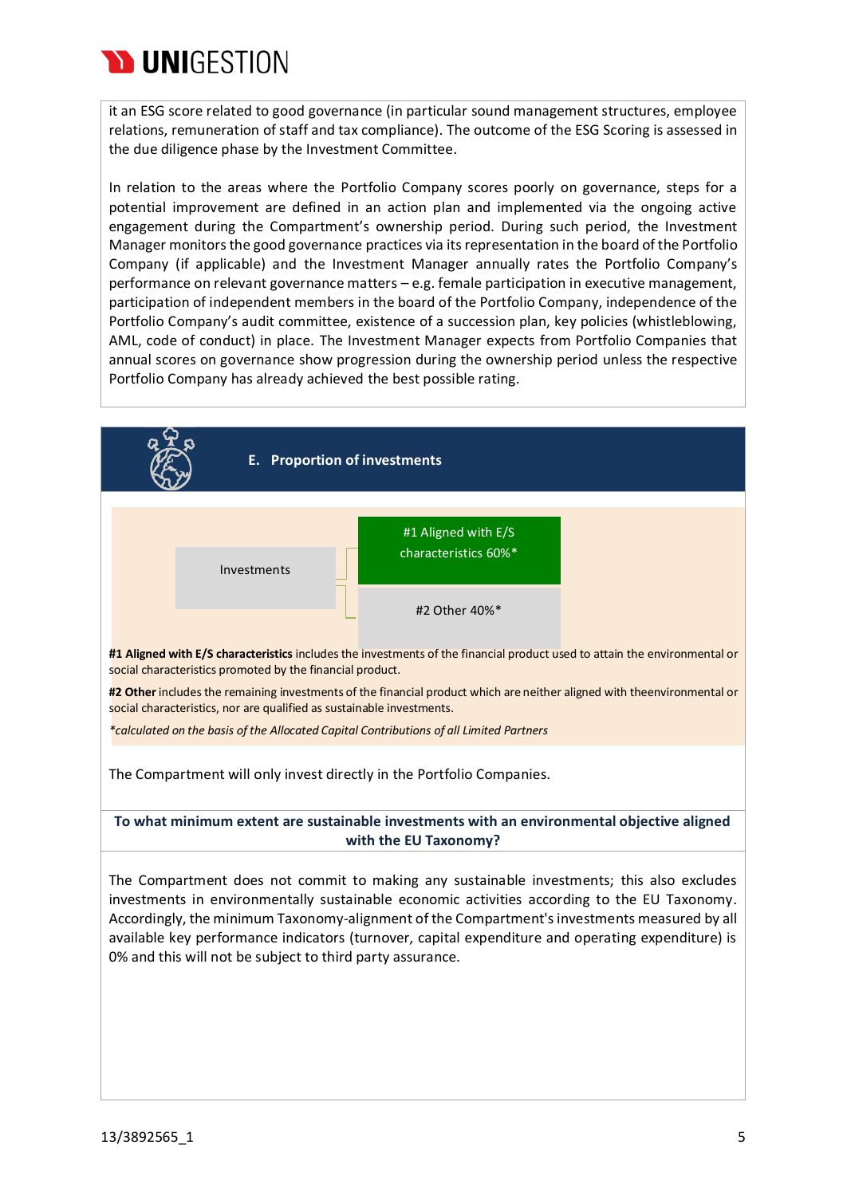it an ESG score related to good governance (in particular sound management structures, employee relations, remuneration of staff and tax compliance). The outcome of the ESG Scoring is assessed in the due diligence phase by the Investment Committee.

In relation to the areas where the Portfolio Company scores poorly on governance, steps for a potential improvement are defined in an action plan and implemented via the ongoing active engagement during the Compartment's ownership period. During such period, the Investment Manager monitors the good governance practices via its representation in the board of the Portfolio Company (if applicable) and the Investment Manager annually rates the Portfolio Company's performance on relevant governance matters – e.g. female participation in executive management, participation of independent members in the board of the Portfolio Company, independence of the Portfolio Company's audit committee, existence of a succession plan, key policies (whistleblowing, AML, code of conduct) in place. The Investment Manager expects from Portfolio Companies that annual scores on governance show progression during the ownership period unless the respective Portfolio Company has already achieved the best possible rating.

## E. Proportion of investments

- Investments
  - #1 Aligned with E/S characteristics 60%*
  - #2 Other 40%*

**#1 Aligned with E/S characteristics** includes the investments of the financial product used to attain the environmental or social characteristics promoted by the financial product.

**#2 Other** includes the remaining investments of the financial product which are neither aligned with theenvironmental or social characteristics, nor are qualified as sustainable investments.

*\*calculated on the basis of the Allocated Capital Contributions of all Limited Partners*

The Compartment will only invest directly in the Portfolio Companies.

**To what minimum extent are sustainable investments with an environmental objective aligned with the EU Taxonomy?**

The Compartment does not commit to making any sustainable investments; this also excludes investments in environmentally sustainable economic activities according to the EU Taxonomy. Accordingly, the minimum Taxonomy-alignment of the Compartment's investments measured by all available key performance indicators (turnover, capital expenditure and operating expenditure) is 0% and this will not be subject to third party assurance.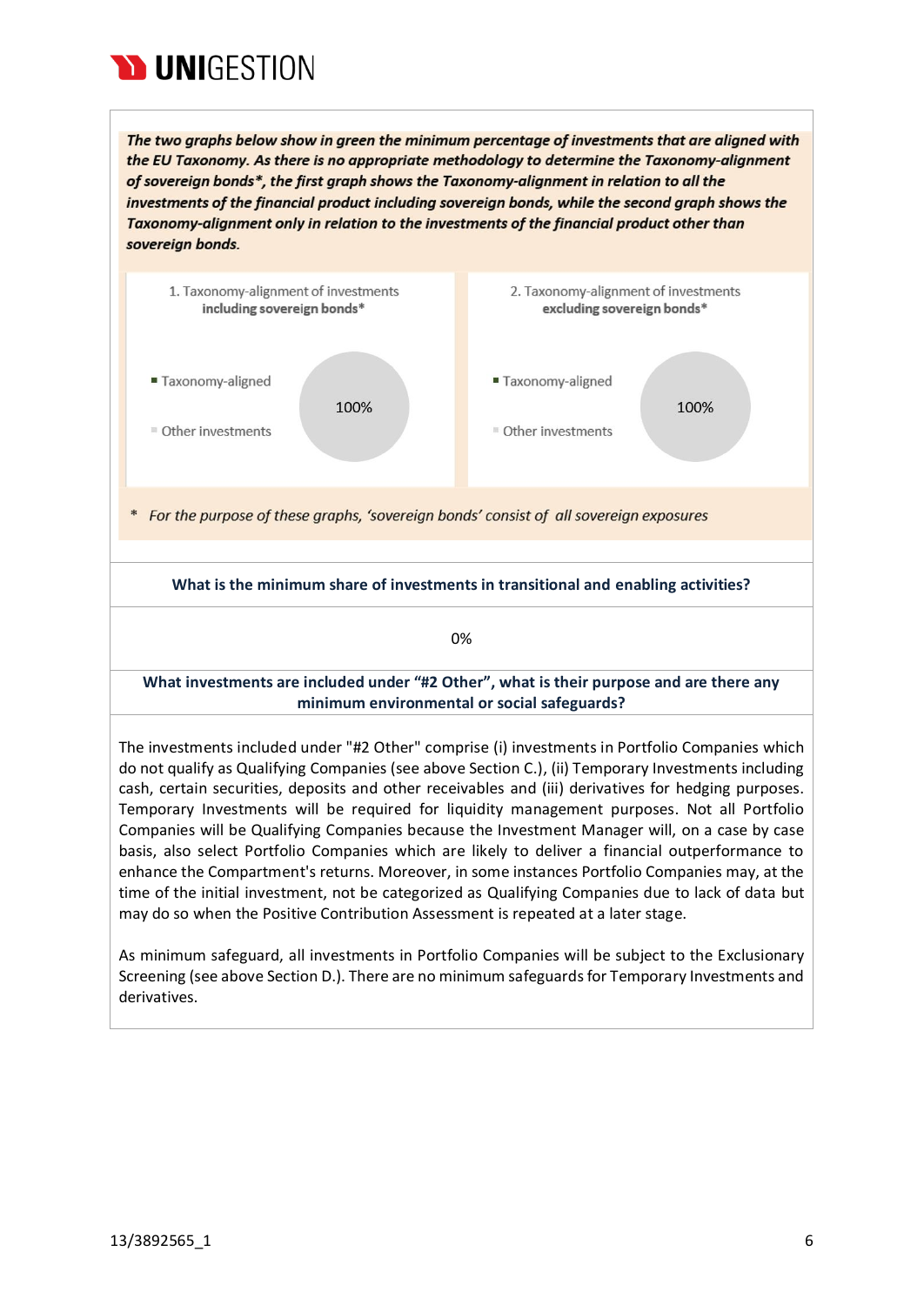***The two graphs below show in green the minimum percentage of investments that are aligned with the EU Taxonomy. As there is no appropriate methodology to determine the Taxonomy-alignment of sovereign bonds*, the first graph shows the Taxonomy-alignment in relation to all the investments of the financial product including sovereign bonds, while the second graph shows the Taxonomy-alignment only in relation to the investments of the financial product other than sovereign bonds.***

| 1. Taxonomy-alignment of investments **including sovereign bonds*** | 2. Taxonomy-alignment of investments **excluding sovereign bonds*** |
|---|---|
| ■ Taxonomy-aligned<br>■ Other investments<br>100% | ■ Taxonomy-aligned<br>■ Other investments<br>100% |

\* *For the purpose of these graphs, 'sovereign bonds' consist of all sovereign exposures*

**What is the minimum share of investments in transitional and enabling activities?**

0%

**What investments are included under "#2 Other", what is their purpose and are there any minimum environmental or social safeguards?**

The investments included under "#2 Other" comprise (i) investments in Portfolio Companies which do not qualify as Qualifying Companies (see above Section C.), (ii) Temporary Investments including cash, certain securities, deposits and other receivables and (iii) derivatives for hedging purposes. Temporary Investments will be required for liquidity management purposes. Not all Portfolio Companies will be Qualifying Companies because the Investment Manager will, on a case by case basis, also select Portfolio Companies which are likely to deliver a financial outperformance to enhance the Compartment's returns. Moreover, in some instances Portfolio Companies may, at the time of the initial investment, not be categorized as Qualifying Companies due to lack of data but may do so when the Positive Contribution Assessment is repeated at a later stage.

As minimum safeguard, all investments in Portfolio Companies will be subject to the Exclusionary Screening (see above Section D.). There are no minimum safeguards for Temporary Investments and derivatives.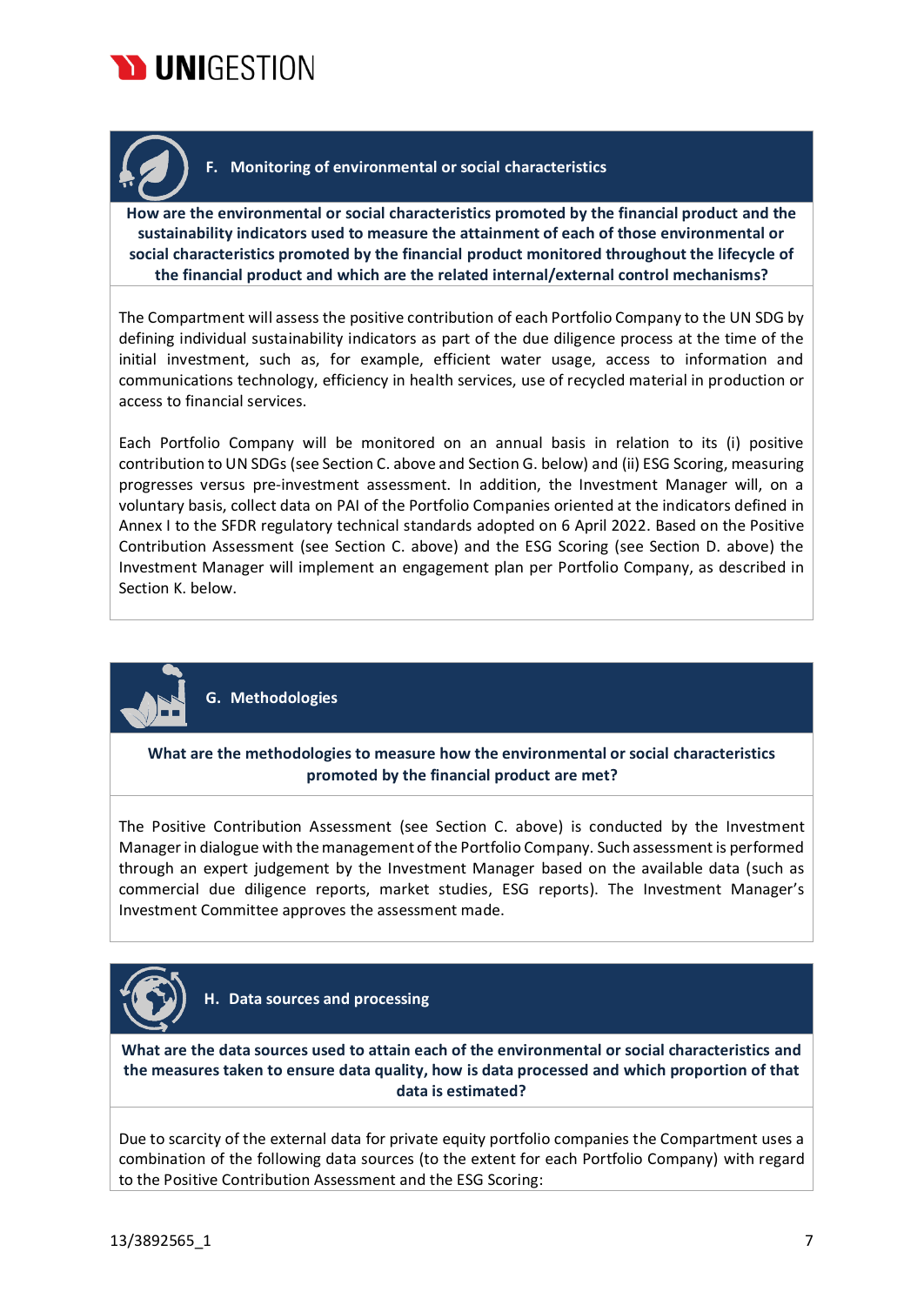## F. Monitoring of environmental or social characteristics

**How are the environmental or social characteristics promoted by the financial product and the sustainability indicators used to measure the attainment of each of those environmental or social characteristics promoted by the financial product monitored throughout the lifecycle of the financial product and which are the related internal/external control mechanisms?**

The Compartment will assess the positive contribution of each Portfolio Company to the UN SDG by defining individual sustainability indicators as part of the due diligence process at the time of the initial investment, such as, for example, efficient water usage, access to information and communications technology, efficiency in health services, use of recycled material in production or access to financial services.

Each Portfolio Company will be monitored on an annual basis in relation to its (i) positive contribution to UN SDGs (see Section C. above and Section G. below) and (ii) ESG Scoring, measuring progresses versus pre-investment assessment. In addition, the Investment Manager will, on a voluntary basis, collect data on PAI of the Portfolio Companies oriented at the indicators defined in Annex I to the SFDR regulatory technical standards adopted on 6 April 2022. Based on the Positive Contribution Assessment (see Section C. above) and the ESG Scoring (see Section D. above) the Investment Manager will implement an engagement plan per Portfolio Company, as described in Section K. below.

## G. Methodologies

**What are the methodologies to measure how the environmental or social characteristics promoted by the financial product are met?**

The Positive Contribution Assessment (see Section C. above) is conducted by the Investment Manager in dialogue with the management of the Portfolio Company. Such assessment is performed through an expert judgement by the Investment Manager based on the available data (such as commercial due diligence reports, market studies, ESG reports). The Investment Manager's Investment Committee approves the assessment made.

## H. Data sources and processing

**What are the data sources used to attain each of the environmental or social characteristics and the measures taken to ensure data quality, how is data processed and which proportion of that data is estimated?**

Due to scarcity of the external data for private equity portfolio companies the Compartment uses a combination of the following data sources (to the extent for each Portfolio Company) with regard to the Positive Contribution Assessment and the ESG Scoring: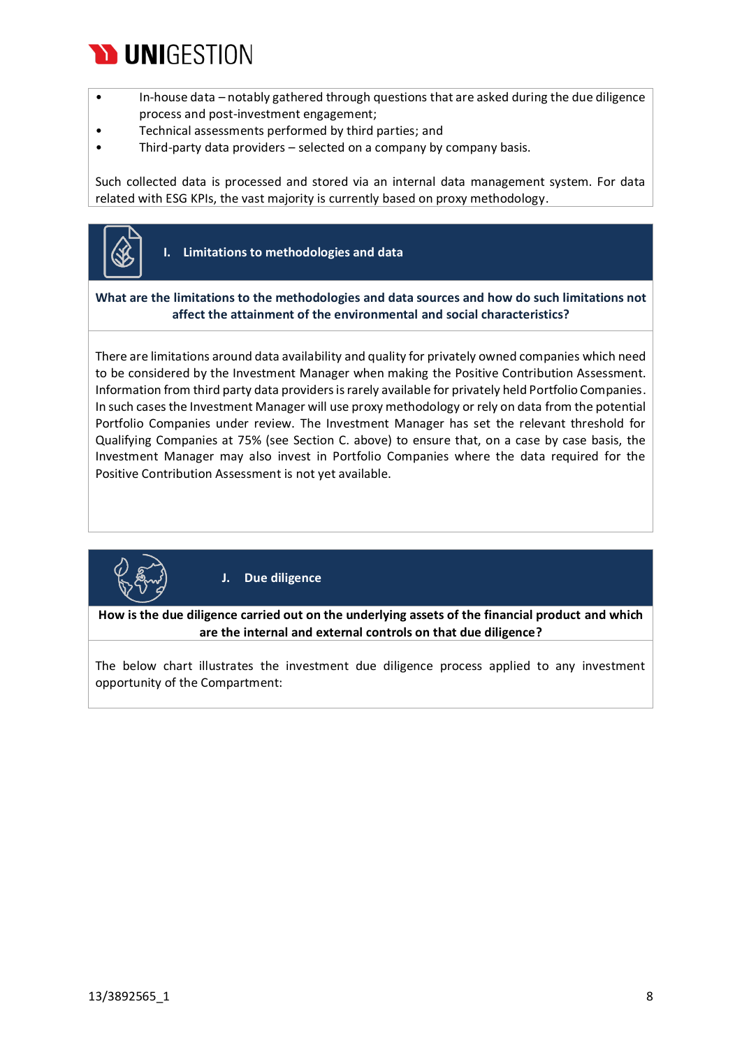- In-house data – notably gathered through questions that are asked during the due diligence process and post-investment engagement;
- Technical assessments performed by third parties; and
- Third-party data providers – selected on a company by company basis.

Such collected data is processed and stored via an internal data management system. For data related with ESG KPIs, the vast majority is currently based on proxy methodology.

## I. Limitations to methodologies and data

**What are the limitations to the methodologies and data sources and how do such limitations not affect the attainment of the environmental and social characteristics?**

There are limitations around data availability and quality for privately owned companies which need to be considered by the Investment Manager when making the Positive Contribution Assessment. Information from third party data providers is rarely available for privately held Portfolio Companies. In such cases the Investment Manager will use proxy methodology or rely on data from the potential Portfolio Companies under review. The Investment Manager has set the relevant threshold for Qualifying Companies at 75% (see Section C. above) to ensure that, on a case by case basis, the Investment Manager may also invest in Portfolio Companies where the data required for the Positive Contribution Assessment is not yet available.

## J. Due diligence

**How is the due diligence carried out on the underlying assets of the financial product and which are the internal and external controls on that due diligence?**

The below chart illustrates the investment due diligence process applied to any investment opportunity of the Compartment: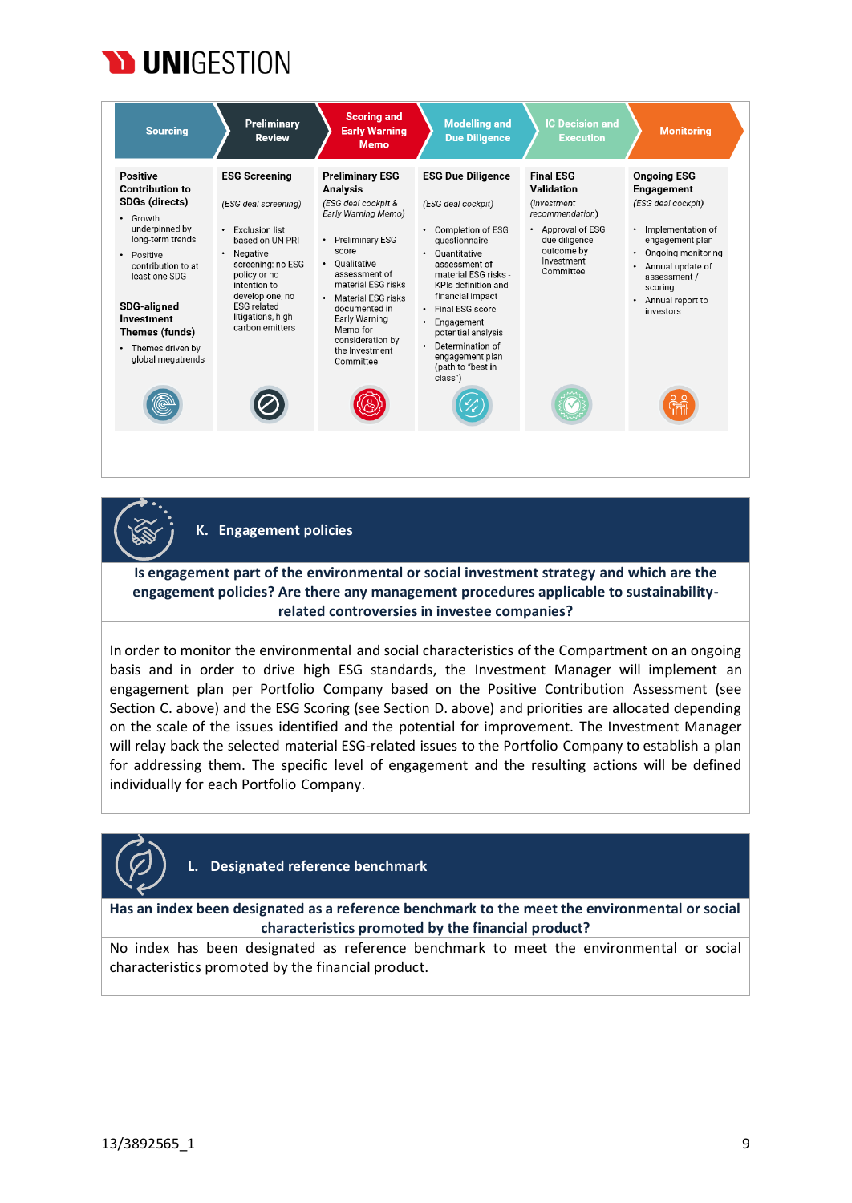| Sourcing | Preliminary Review | Scoring and Early Warning Memo | Modelling and Due Diligence | IC Decision and Execution | Monitoring |
|---|---|---|---|---|---|
| **Positive Contribution to SDGs (directs)**<br>• Growth underpinned by long-term trends<br>• Positive contribution to at least one SDG<br><br>**SDG-aligned Investment Themes (funds)**<br>• Themes driven by global megatrends | **ESG Screening**<br>*(ESG deal screening)*<br>• Exclusion list based on UN PRI<br>• Negative screening: no ESG policy or no intention to develop one, no ESG related litigations, high carbon emitters | **Preliminary ESG Analysis**<br>*(ESG deal cockpit & Early Warning Memo)*<br>• Preliminary ESG score<br>• Qualitative assessment of material ESG risks<br>• Material ESG risks documented in Early Warning Memo for consideration by the Investment Committee | **ESG Due Diligence**<br>*(ESG deal cockpit)*<br>• Completion of ESG questionnaire<br>• Quantitative assessment of material ESG risks - KPIs definition and financial impact<br>• Final ESG score<br>• Engagement potential analysis<br>• Determination of engagement plan (path to "best in class") | **Final ESG Validation**<br>*(investment recommendation)*<br>• Approval of ESG due diligence outcome by Investment Committee | **Ongoing ESG Engagement**<br>*(ESG deal cockpit)*<br>• Implementation of engagement plan<br>• Ongoing monitoring<br>• Annual update of assessment / scoring<br>• Annual report to investors |

## K. Engagement policies

**Is engagement part of the environmental or social investment strategy and which are the engagement policies? Are there any management procedures applicable to sustainability-related controversies in investee companies?**

In order to monitor the environmental and social characteristics of the Compartment on an ongoing basis and in order to drive high ESG standards, the Investment Manager will implement an engagement plan per Portfolio Company based on the Positive Contribution Assessment (see Section C. above) and the ESG Scoring (see Section D. above) and priorities are allocated depending on the scale of the issues identified and the potential for improvement. The Investment Manager will relay back the selected material ESG-related issues to the Portfolio Company to establish a plan for addressing them. The specific level of engagement and the resulting actions will be defined individually for each Portfolio Company.

## L. Designated reference benchmark

**Has an index been designated as a reference benchmark to the meet the environmental or social characteristics promoted by the financial product?**

No index has been designated as reference benchmark to meet the environmental or social characteristics promoted by the financial product.

13/3892565_1